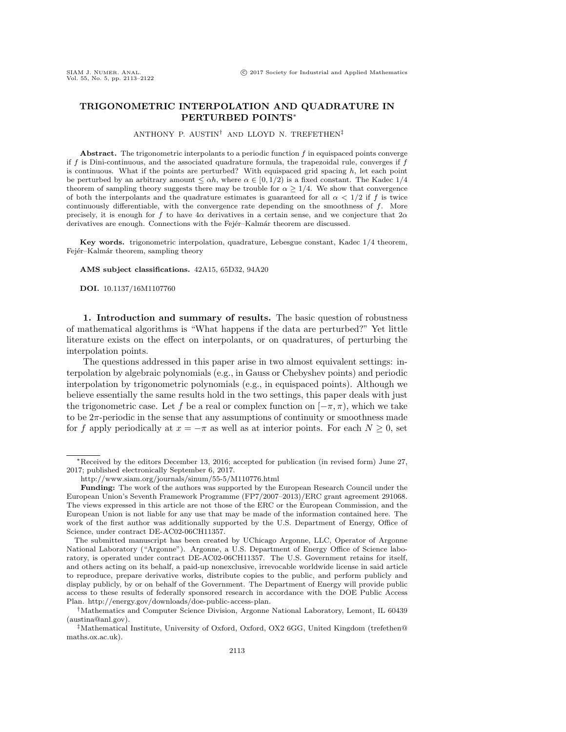# TRIGONOMETRIC INTERPOLATION AND QUADRATURE IN PERTURBED POINTS*

ANTHONY P. AUSTIN† AND LLOYD N. TREFETHEN‡

**Abstract.** The trigonometric interpolants to a periodic function $f$ in equispaced points converge if $f$ is Dini-continuous, and the associated quadrature formula, the trapezoidal rule, converges if $f$ is continuous. What if the points are perturbed? With equispaced grid spacing $h$, let each point be perturbed by an arbitrary amount $\leq \alpha h$, where $\alpha \in [0, 1/2)$ is a fixed constant. The Kadec 1/4 theorem of sampling theory suggests there may be trouble for $\alpha \geq 1/4$. We show that convergence of both the interpolants and the quadrature estimates is guaranteed for all $\alpha < 1/2$ if $f$ is twice continuously differentiable, with the convergence rate depending on the smoothness of $f$. More precisely, it is enough for $f$ to have $4\alpha$ derivatives in a certain sense, and we conjecture that $2\alpha$ derivatives are enough. Connections with the Fejér–Kalmár theorem are discussed.

**Key words.** trigonometric interpolation, quadrature, Lebesgue constant, Kadec 1/4 theorem, Fejér–Kalmár theorem, sampling theory

**AMS subject classifications.** 42A15, 65D32, 94A20

**DOI.** 10.1137/16M1107760

## 1. Introduction and summary of results.

The basic question of robustness of mathematical algorithms is "What happens if the data are perturbed?" Yet little literature exists on the effect on interpolants, or on quadratures, of perturbing the interpolation points.

The questions addressed in this paper arise in two almost equivalent settings: interpolation by algebraic polynomials (e.g., in Gauss or Chebyshev points) and periodic interpolation by trigonometric polynomials (e.g., in equispaced points). Although we believe essentially the same results hold in the two settings, this paper deals with just the trigonometric case. Let $f$ be a real or complex function on $[-\pi, \pi)$, which we take to be $2\pi$-periodic in the sense that any assumptions of continuity or smoothness made for $f$ apply periodically at $x = -\pi$ as well as at interior points. For each $N \geq 0$, set

---

*Received by the editors December 13, 2016; accepted for publication (in revised form) June 27, 2017; published electronically September 6, 2017.

http://www.siam.org/journals/sinum/55-5/M110776.html

**Funding:** The work of the authors was supported by the European Research Council under the European Union's Seventh Framework Programme (FP7/2007–2013)/ERC grant agreement 291068. The views expressed in this article are not those of the ERC or the European Commission, and the European Union is not liable for any use that may be made of the information contained here. The work of the first author was additionally supported by the U.S. Department of Energy, Office of Science, under contract DE-AC02-06CH11357.

The submitted manuscript has been created by UChicago Argonne, LLC, Operator of Argonne National Laboratory ("Argonne"). Argonne, a U.S. Department of Energy Office of Science laboratory, is operated under contract DE-AC02-06CH11357. The U.S. Government retains for itself, and others acting on its behalf, a paid-up nonexclusive, irrevocable worldwide license in said article to reproduce, prepare derivative works, distribute copies to the public, and perform publicly and display publicly, by or on behalf of the Government. The Department of Energy will provide public access to these results of federally sponsored research in accordance with the DOE Public Access Plan. http://energy.gov/downloads/doe-public-access-plan.

†Mathematics and Computer Science Division, Argonne National Laboratory, Lemont, IL 60439 (austina@anl.gov).

‡Mathematical Institute, University of Oxford, Oxford, OX2 6GG, United Kingdom (trefethen@maths.ox.ac.uk).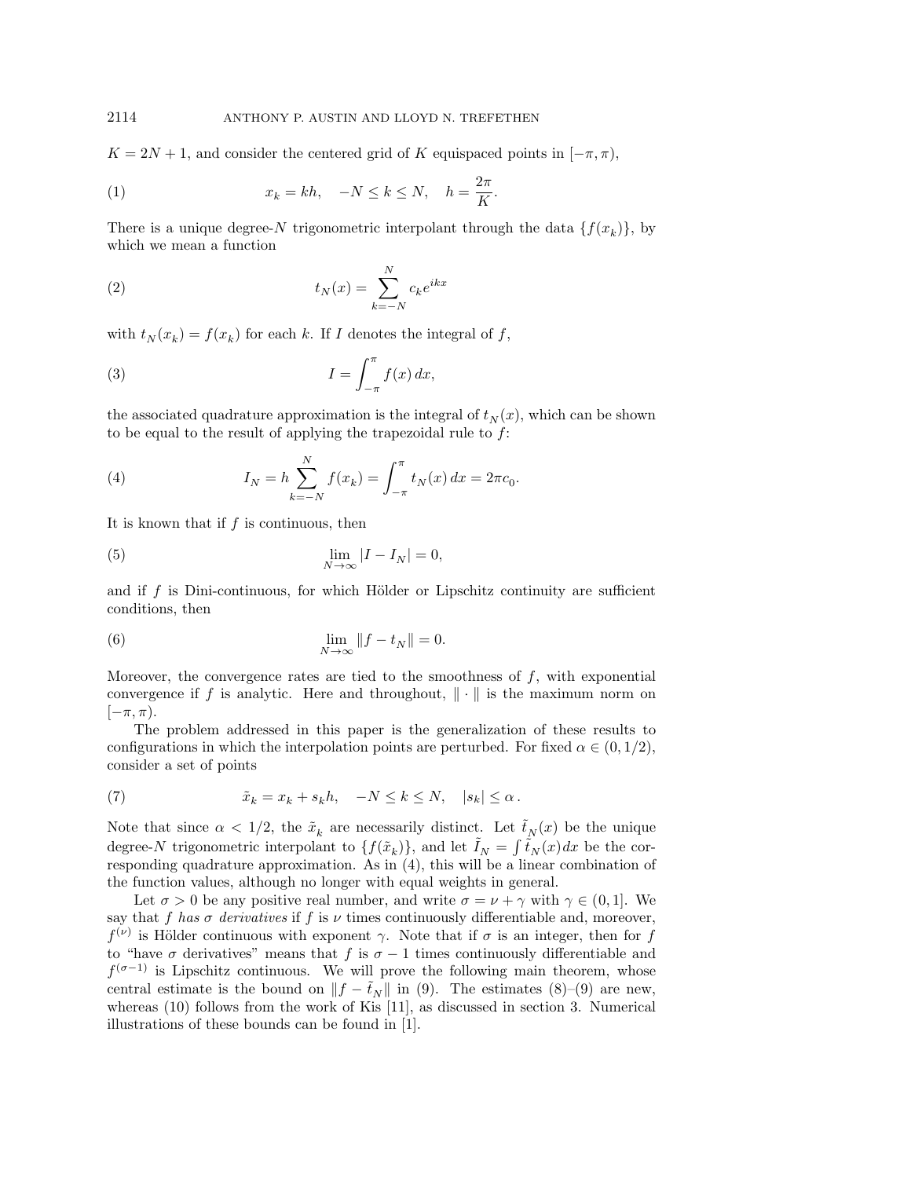$K = 2N + 1$, and consider the centered grid of $K$ equispaced points in $[-\pi, \pi)$,

$$x_k = kh, \quad -N \le k \le N, \quad h = \frac{2\pi}{K}. \tag{1}$$

There is a unique degree-$N$ trigonometric interpolant through the data $\{f(x_k)\}$, by which we mean a function

$$t_N(x) = \sum_{k=-N}^{N} c_k e^{ikx} \tag{2}$$

with $t_N(x_k) = f(x_k)$ for each $k$. If $I$ denotes the integral of $f$,

$$I = \int_{-\pi}^{\pi} f(x)\, dx, \tag{3}$$

the associated quadrature approximation is the integral of $t_N(x)$, which can be shown to be equal to the result of applying the trapezoidal rule to $f$:

$$I_N = h \sum_{k=-N}^{N} f(x_k) = \int_{-\pi}^{\pi} t_N(x)\, dx = 2\pi c_0. \tag{4}$$

It is known that if $f$ is continuous, then

$$\lim_{N\to\infty} |I - I_N| = 0, \tag{5}$$

and if $f$ is Dini-continuous, for which Hölder or Lipschitz continuity are sufficient conditions, then

$$\lim_{N\to\infty} \|f - t_N\| = 0. \tag{6}$$

Moreover, the convergence rates are tied to the smoothness of $f$, with exponential convergence if $f$ is analytic. Here and throughout, $\|\cdot\|$ is the maximum norm on $[-\pi, \pi)$.

The problem addressed in this paper is the generalization of these results to configurations in which the interpolation points are perturbed. For fixed $\alpha \in (0, 1/2)$, consider a set of points

$$\tilde{x}_k = x_k + s_k h, \quad -N \le k \le N, \quad |s_k| \le \alpha\,. \tag{7}$$

Note that since $\alpha < 1/2$, the $\tilde{x}_k$ are necessarily distinct. Let $\tilde{t}_N(x)$ be the unique degree-$N$ trigonometric interpolant to $\{f(\tilde{x}_k)\}$, and let $\tilde{I}_N = \int \tilde{t}_N(x) dx$ be the corresponding quadrature approximation. As in (4), this will be a linear combination of the function values, although no longer with equal weights in general.

Let $\sigma > 0$ be any positive real number, and write $\sigma = \nu + \gamma$ with $\gamma \in (0, 1]$. We say that *$f$ has $\sigma$ derivatives* if $f$ is $\nu$ times continuously differentiable and, moreover, $f^{(\nu)}$ is Hölder continuous with exponent $\gamma$. Note that if $\sigma$ is an integer, then for $f$ to "have $\sigma$ derivatives" means that $f$ is $\sigma - 1$ times continuously differentiable and $f^{(\sigma-1)}$ is Lipschitz continuous. We will prove the following main theorem, whose central estimate is the bound on $\|f - \tilde{t}_N\|$ in (9). The estimates (8)–(9) are new, whereas (10) follows from the work of Kis [11], as discussed in section 3. Numerical illustrations of these bounds can be found in [1].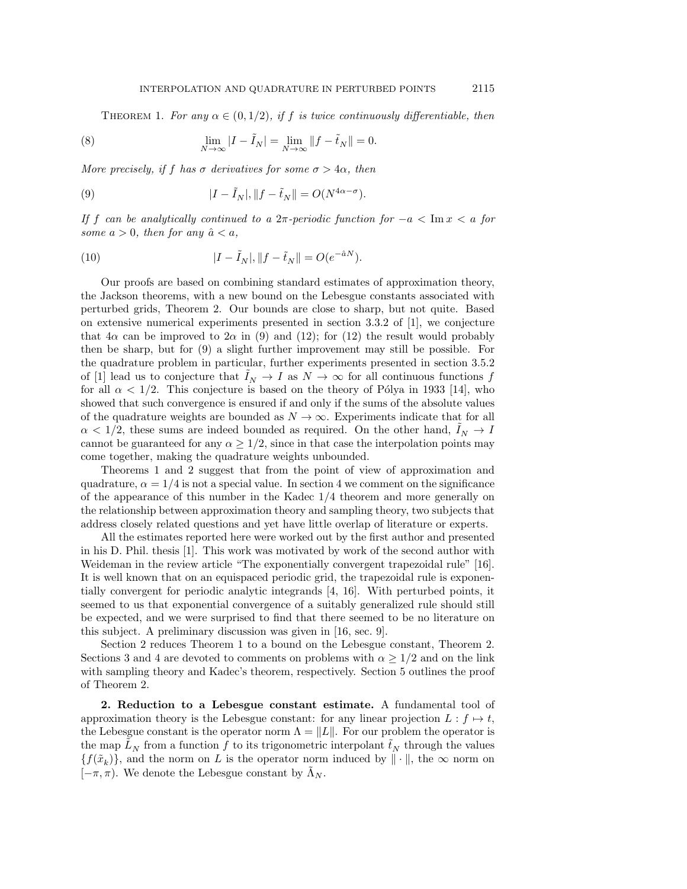THEOREM 1. *For any $\alpha \in (0, 1/2)$, if $f$ is twice continuously differentiable, then*

$$\lim_{N\to\infty} |I - \tilde{I}_N| = \lim_{N\to\infty} \|f - \tilde{t}_N\| = 0. \tag{8}$$

*More precisely, if $f$ has $\sigma$ derivatives for some $\sigma > 4\alpha$, then*

$$|I - \tilde{I}_N|, \|f - \tilde{t}_N\| = O(N^{4\alpha-\sigma}). \tag{9}$$

*If $f$ can be analytically continued to a $2\pi$-periodic function for $-a < \operatorname{Im} x < a$ for some $a > 0$, then for any $\hat{a} < a$,*

$$|I - \tilde{I}_N|, \|f - \tilde{t}_N\| = O(e^{-\hat{a}N}). \tag{10}$$

Our proofs are based on combining standard estimates of approximation theory, the Jackson theorems, with a new bound on the Lebesgue constants associated with perturbed grids, Theorem 2. Our bounds are close to sharp, but not quite. Based on extensive numerical experiments presented in section 3.3.2 of [1], we conjecture that $4\alpha$ can be improved to $2\alpha$ in (9) and (12); for (12) the result would probably then be sharp, but for (9) a slight further improvement may still be possible. For the quadrature problem in particular, further experiments presented in section 3.5.2 of [1] lead us to conjecture that $\tilde{I}_N \to I$ as $N \to \infty$ for all continuous functions $f$ for all $\alpha < 1/2$. This conjecture is based on the theory of Pólya in 1933 [14], who showed that such convergence is ensured if and only if the sums of the absolute values of the quadrature weights are bounded as $N \to \infty$. Experiments indicate that for all $\alpha < 1/2$, these sums are indeed bounded as required. On the other hand, $\tilde{I}_N \to I$ cannot be guaranteed for any $\alpha \geq 1/2$, since in that case the interpolation points may come together, making the quadrature weights unbounded.

Theorems 1 and 2 suggest that from the point of view of approximation and quadrature, $\alpha = 1/4$ is not a special value. In section 4 we comment on the significance of the appearance of this number in the Kadec 1/4 theorem and more generally on the relationship between approximation theory and sampling theory, two subjects that address closely related questions and yet have little overlap of literature or experts.

All the estimates reported here were worked out by the first author and presented in his D. Phil. thesis [1]. This work was motivated by work of the second author with Weideman in the review article "The exponentially convergent trapezoidal rule" [16]. It is well known that on an equispaced periodic grid, the trapezoidal rule is exponentially convergent for periodic analytic integrands [4, 16]. With perturbed points, it seemed to us that exponential convergence of a suitably generalized rule should still be expected, and we were surprised to find that there seemed to be no literature on this subject. A preliminary discussion was given in [16, sec. 9].

Section 2 reduces Theorem 1 to a bound on the Lebesgue constant, Theorem 2. Sections 3 and 4 are devoted to comments on problems with $\alpha \geq 1/2$ and on the link with sampling theory and Kadec's theorem, respectively. Section 5 outlines the proof of Theorem 2.

**2. Reduction to a Lebesgue constant estimate.** A fundamental tool of approximation theory is the Lebesgue constant: for any linear projection $L : f \mapsto t$, the Lebesgue constant is the operator norm $\Lambda = \|L\|$. For our problem the operator is the map $\tilde{L}_N$ from a function $f$ to its trigonometric interpolant $\tilde{t}_N$ through the values $\{f(\tilde{x}_k)\}$, and the norm on $L$ is the operator norm induced by $\|\cdot\|$, the $\infty$ norm on $[-\pi, \pi)$. We denote the Lebesgue constant by $\tilde{\Lambda}_N$.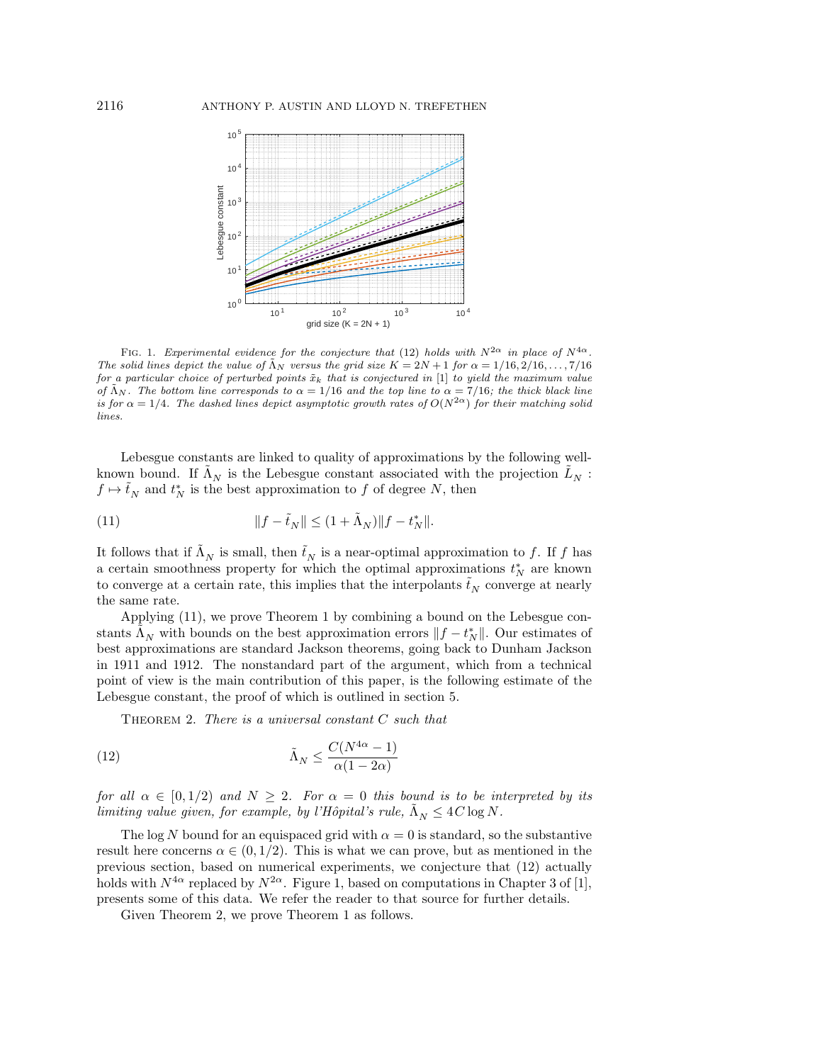FIG. 1. *Experimental evidence for the conjecture that* (12) *holds with* $N^{2\alpha}$ *in place of* $N^{4\alpha}$*. The solid lines depict the value of* $\tilde{\Lambda}_N$ *versus the grid size* $K = 2N + 1$ *for* $\alpha = 1/16, 2/16, \ldots, 7/16$ *for a particular choice of perturbed points* $\tilde{x}_k$ *that is conjectured in* [1] *to yield the maximum value of* $\tilde{\Lambda}_N$*. The bottom line corresponds to* $\alpha = 1/16$ *and the top line to* $\alpha = 7/16$*; the thick black line is for* $\alpha = 1/4$*. The dashed lines depict asymptotic growth rates of* $O(N^{2\alpha})$ *for their matching solid lines.*

Lebesgue constants are linked to quality of approximations by the following well-known bound. If $\tilde{\Lambda}_N$ is the Lebesgue constant associated with the projection $\tilde{L}_N : f \mapsto \tilde{t}_N$ and $t_N^*$ is the best approximation to $f$ of degree $N$, then

$$\|f - \tilde{t}_N\| \le (1 + \tilde{\Lambda}_N)\|f - t_N^*\|. \tag{11}$$

It follows that if $\tilde{\Lambda}_N$ is small, then $\tilde{t}_N$ is a near-optimal approximation to $f$. If $f$ has a certain smoothness property for which the optimal approximations $t_N^*$ are known to converge at a certain rate, this implies that the interpolants $\tilde{t}_N$ converge at nearly the same rate.

Applying (11), we prove Theorem 1 by combining a bound on the Lebesgue constants $\tilde{\Lambda}_N$ with bounds on the best approximation errors $\|f - t_N^*\|$. Our estimates of best approximations are standard Jackson theorems, going back to Dunham Jackson in 1911 and 1912. The nonstandard part of the argument, which from a technical point of view is the main contribution of this paper, is the following estimate of the Lebesgue constant, the proof of which is outlined in section 5.

THEOREM 2. *There is a universal constant* $C$ *such that*

$$\tilde{\Lambda}_N \le \frac{C(N^{4\alpha} - 1)}{\alpha(1 - 2\alpha)} \tag{12}$$

*for all* $\alpha \in [0, 1/2)$ *and* $N \ge 2$*. For* $\alpha = 0$ *this bound is to be interpreted by its limiting value given, for example, by l'Hôpital's rule,* $\tilde{\Lambda}_N \le 4C \log N$*.*

The $\log N$ bound for an equispaced grid with $\alpha = 0$ is standard, so the substantive result here concerns $\alpha \in (0, 1/2)$. This is what we can prove, but as mentioned in the previous section, based on numerical experiments, we conjecture that (12) actually holds with $N^{4\alpha}$ replaced by $N^{2\alpha}$. Figure 1, based on computations in Chapter 3 of [1], presents some of this data. We refer the reader to that source for further details.

Given Theorem 2, we prove Theorem 1 as follows.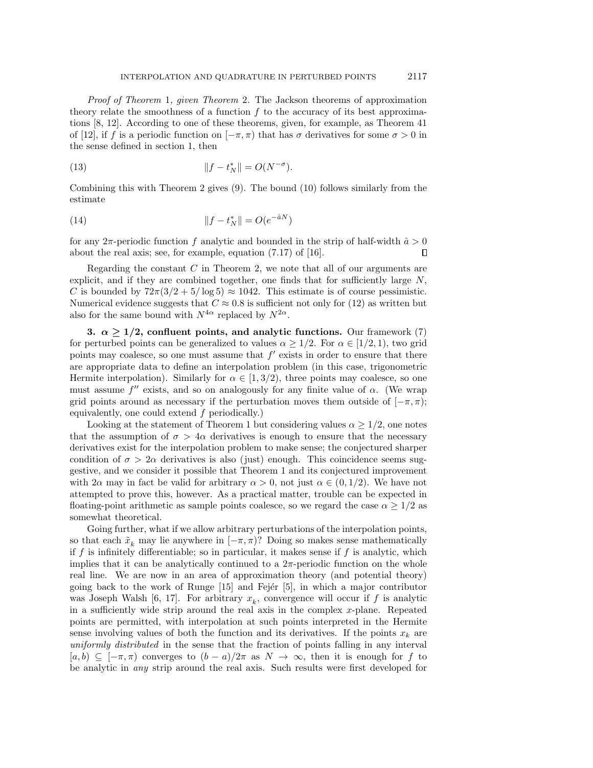*Proof of Theorem* 1*, given Theorem* 2. The Jackson theorems of approximation theory relate the smoothness of a function $f$ to the accuracy of its best approximations [8, 12]. According to one of these theorems, given, for example, as Theorem 41 of [12], if $f$ is a periodic function on $[-\pi, \pi)$ that has $\sigma$ derivatives for some $\sigma > 0$ in the sense defined in section 1, then

$$\|f - t_N^*\| = O(N^{-\sigma}). \tag{13}$$

Combining this with Theorem 2 gives (9). The bound (10) follows similarly from the estimate

$$\|f - t_N^*\| = O(e^{-\hat{a}N}) \tag{14}$$

for any $2\pi$-periodic function $f$ analytic and bounded in the strip of half-width $\hat{a} > 0$ about the real axis; see, for example, equation (7.17) of [16]. ∎

Regarding the constant $C$ in Theorem 2, we note that all of our arguments are explicit, and if they are combined together, one finds that for sufficiently large $N$, $C$ is bounded by $72\pi(3/2 + 5/\log 5) \approx 1042$. This estimate is of course pessimistic. Numerical evidence suggests that $C \approx 0.8$ is sufficient not only for (12) as written but also for the same bound with $N^{4\alpha}$ replaced by $N^{2\alpha}$.

## 3. $\alpha \geq 1/2$, confluent points, and analytic functions.

Our framework (7) for perturbed points can be generalized to values $\alpha \geq 1/2$. For $\alpha \in [1/2, 1)$, two grid points may coalesce, so one must assume that $f'$ exists in order to ensure that there are appropriate data to define an interpolation problem (in this case, trigonometric Hermite interpolation). Similarly for $\alpha \in [1, 3/2)$, three points may coalesce, so one must assume $f''$ exists, and so on analogously for any finite value of $\alpha$. (We wrap grid points around as necessary if the perturbation moves them outside of $[-\pi, \pi)$; equivalently, one could extend $f$ periodically.)

Looking at the statement of Theorem 1 but considering values $\alpha \geq 1/2$, one notes that the assumption of $\sigma > 4\alpha$ derivatives is enough to ensure that the necessary derivatives exist for the interpolation problem to make sense; the conjectured sharper condition of $\sigma > 2\alpha$ derivatives is also (just) enough. This coincidence seems suggestive, and we consider it possible that Theorem 1 and its conjectured improvement with $2\alpha$ may in fact be valid for arbitrary $\alpha > 0$, not just $\alpha \in (0, 1/2)$. We have not attempted to prove this, however. As a practical matter, trouble can be expected in floating-point arithmetic as sample points coalesce, so we regard the case $\alpha \geq 1/2$ as somewhat theoretical.

Going further, what if we allow arbitrary perturbations of the interpolation points, so that each $\tilde{x}_k$ may lie anywhere in $[-\pi, \pi)$? Doing so makes sense mathematically if $f$ is infinitely differentiable; so in particular, it makes sense if $f$ is analytic, which implies that it can be analytically continued to a $2\pi$-periodic function on the whole real line. We are now in an area of approximation theory (and potential theory) going back to the work of Runge [15] and Fejér [5], in which a major contributor was Joseph Walsh [6, 17]. For arbitrary $x_k$, convergence will occur if $f$ is analytic in a sufficiently wide strip around the real axis in the complex $x$-plane. Repeated points are permitted, with interpolation at such points interpreted in the Hermite sense involving values of both the function and its derivatives. If the points $x_k$ are *uniformly distributed* in the sense that the fraction of points falling in any interval $[a, b) \subseteq [-\pi, \pi)$ converges to $(b - a)/2\pi$ as $N \to \infty$, then it is enough for $f$ to be analytic in *any* strip around the real axis. Such results were first developed for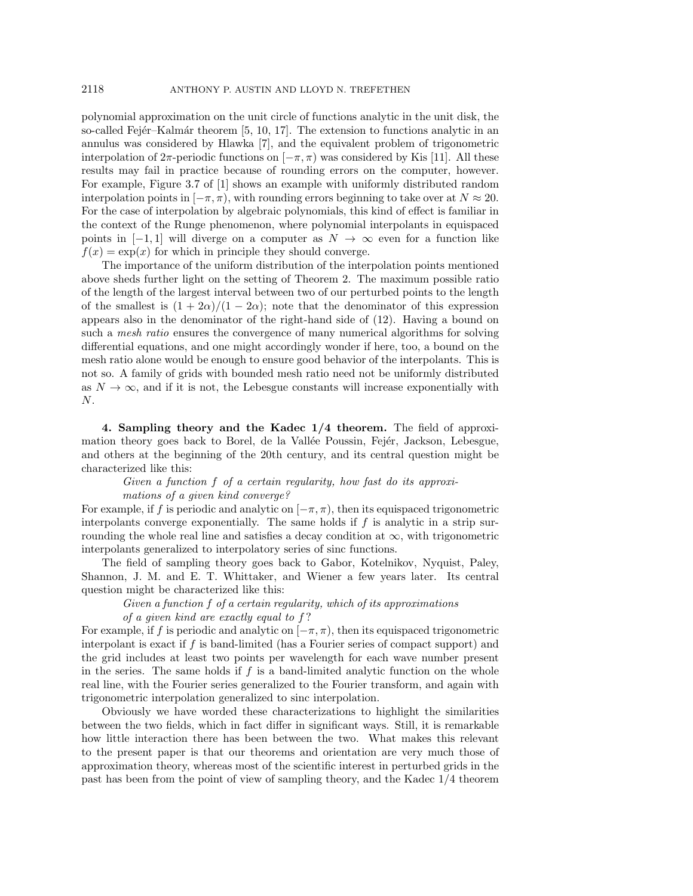polynomial approximation on the unit circle of functions analytic in the unit disk, the so-called Fejér–Kalmár theorem [5, 10, 17]. The extension to functions analytic in an annulus was considered by Hlawka [7], and the equivalent problem of trigonometric interpolation of $2\pi$-periodic functions on $[-\pi, \pi)$ was considered by Kis [11]. All these results may fail in practice because of rounding errors on the computer, however. For example, Figure 3.7 of [1] shows an example with uniformly distributed random interpolation points in $[-\pi, \pi)$, with rounding errors beginning to take over at $N \approx 20$. For the case of interpolation by algebraic polynomials, this kind of effect is familiar in the context of the Runge phenomenon, where polynomial interpolants in equispaced points in $[-1, 1]$ will diverge on a computer as $N \to \infty$ even for a function like $f(x) = \exp(x)$ for which in principle they should converge.

The importance of the uniform distribution of the interpolation points mentioned above sheds further light on the setting of Theorem 2. The maximum possible ratio of the length of the largest interval between two of our perturbed points to the length of the smallest is $(1 + 2\alpha)/(1 - 2\alpha)$; note that the denominator of this expression appears also in the denominator of the right-hand side of (12). Having a bound on such a *mesh ratio* ensures the convergence of many numerical algorithms for solving differential equations, and one might accordingly wonder if here, too, a bound on the mesh ratio alone would be enough to ensure good behavior of the interpolants. This is not so. A family of grids with bounded mesh ratio need not be uniformly distributed as $N \to \infty$, and if it is not, the Lebesgue constants will increase exponentially with $N$.

**4. Sampling theory and the Kadec 1/4 theorem.** The field of approximation theory goes back to Borel, de la Vallée Poussin, Fejér, Jackson, Lebesgue, and others at the beginning of the 20th century, and its central question might be characterized like this:

> *Given a function $f$ of a certain regularity, how fast do its approximations of a given kind converge?*

For example, if $f$ is periodic and analytic on $[-\pi, \pi)$, then its equispaced trigonometric interpolants converge exponentially. The same holds if $f$ is analytic in a strip surrounding the whole real line and satisfies a decay condition at $\infty$, with trigonometric interpolants generalized to interpolatory series of sinc functions.

The field of sampling theory goes back to Gabor, Kotelnikov, Nyquist, Paley, Shannon, J. M. and E. T. Whittaker, and Wiener a few years later. Its central question might be characterized like this:

> *Given a function $f$ of a certain regularity, which of its approximations of a given kind are exactly equal to $f$?*

For example, if $f$ is periodic and analytic on $[-\pi, \pi)$, then its equispaced trigonometric interpolant is exact if $f$ is band-limited (has a Fourier series of compact support) and the grid includes at least two points per wavelength for each wave number present in the series. The same holds if $f$ is a band-limited analytic function on the whole real line, with the Fourier series generalized to the Fourier transform, and again with trigonometric interpolation generalized to sinc interpolation.

Obviously we have worded these characterizations to highlight the similarities between the two fields, which in fact differ in significant ways. Still, it is remarkable how little interaction there has been between the two. What makes this relevant to the present paper is that our theorems and orientation are very much those of approximation theory, whereas most of the scientific interest in perturbed grids in the past has been from the point of view of sampling theory, and the Kadec 1/4 theorem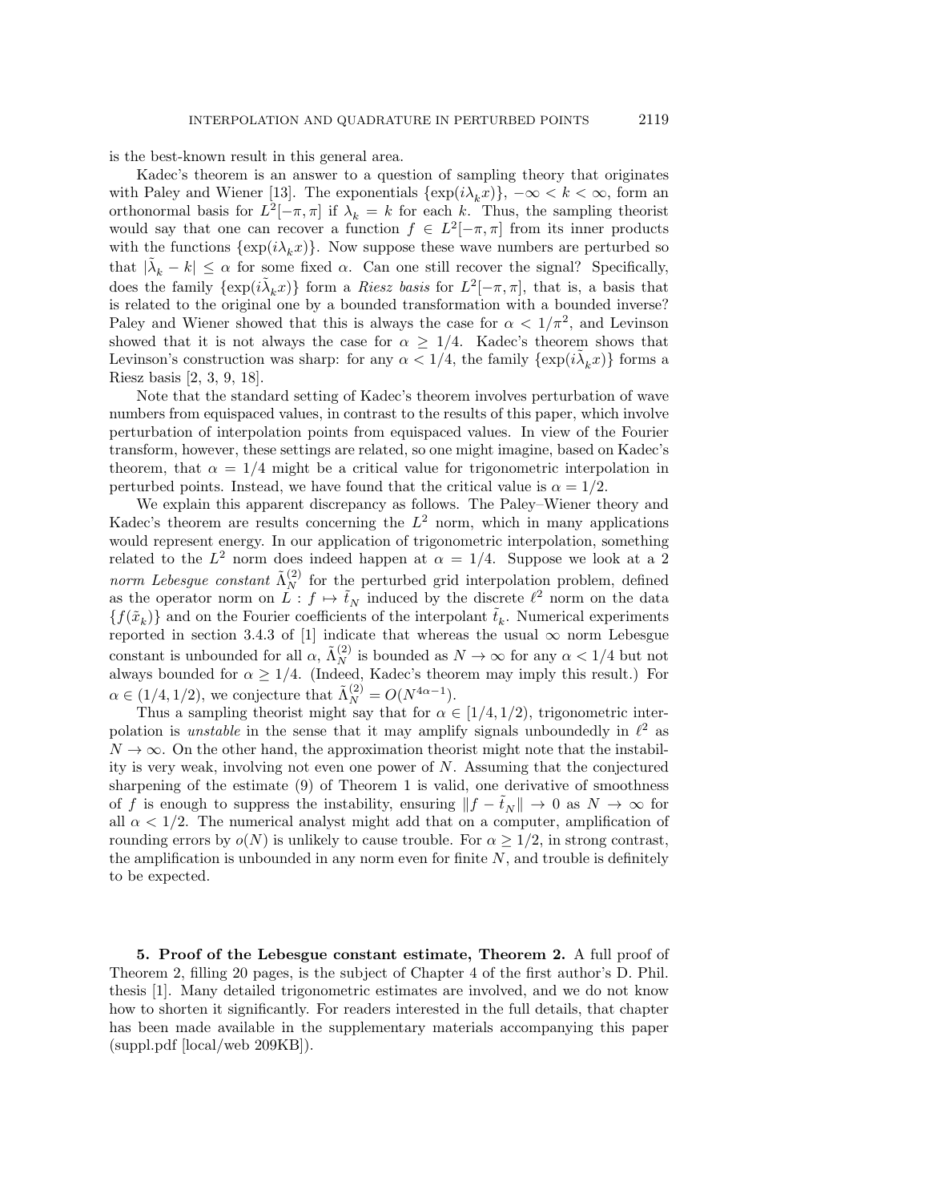is the best-known result in this general area.

Kadec's theorem is an answer to a question of sampling theory that originates with Paley and Wiener [13]. The exponentials $\{\exp(i\lambda_k x)\}$, $-\infty < k < \infty$, form an orthonormal basis for $L^2[-\pi, \pi]$ if $\lambda_k = k$ for each $k$. Thus, the sampling theorist would say that one can recover a function $f \in L^2[-\pi, \pi]$ from its inner products with the functions $\{\exp(i\lambda_k x)\}$. Now suppose these wave numbers are perturbed so that $|\tilde{\lambda}_k - k| \leq \alpha$ for some fixed $\alpha$. Can one still recover the signal? Specifically, does the family $\{\exp(i\tilde{\lambda}_k x)\}$ form a *Riesz basis* for $L^2[-\pi, \pi]$, that is, a basis that is related to the original one by a bounded transformation with a bounded inverse? Paley and Wiener showed that this is always the case for $\alpha < 1/\pi^2$, and Levinson showed that it is not always the case for $\alpha \geq 1/4$. Kadec's theorem shows that Levinson's construction was sharp: for any $\alpha < 1/4$, the family $\{\exp(i\tilde{\lambda}_k x)\}$ forms a Riesz basis [2, 3, 9, 18].

Note that the standard setting of Kadec's theorem involves perturbation of wave numbers from equispaced values, in contrast to the results of this paper, which involve perturbation of interpolation points from equispaced values. In view of the Fourier transform, however, these settings are related, so one might imagine, based on Kadec's theorem, that $\alpha = 1/4$ might be a critical value for trigonometric interpolation in perturbed points. Instead, we have found that the critical value is $\alpha = 1/2$.

We explain this apparent discrepancy as follows. The Paley–Wiener theory and Kadec's theorem are results concerning the $L^2$ norm, which in many applications would represent energy. In our application of trigonometric interpolation, something related to the $L^2$ norm does indeed happen at $\alpha = 1/4$. Suppose we look at a 2 *norm Lebesgue constant* $\tilde{\Lambda}_N^{(2)}$ for the perturbed grid interpolation problem, defined as the operator norm on $L : f \mapsto \tilde{t}_N$ induced by the discrete $\ell^2$ norm on the data $\{f(\tilde{x}_k)\}$ and on the Fourier coefficients of the interpolant $\tilde{t}_k$. Numerical experiments reported in section 3.4.3 of [1] indicate that whereas the usual $\infty$ norm Lebesgue constant is unbounded for all $\alpha$, $\tilde{\Lambda}_N^{(2)}$ is bounded as $N \to \infty$ for any $\alpha < 1/4$ but not always bounded for $\alpha \geq 1/4$. (Indeed, Kadec's theorem may imply this result.) For $\alpha \in (1/4, 1/2)$, we conjecture that $\tilde{\Lambda}_N^{(2)} = O(N^{4\alpha - 1})$.

Thus a sampling theorist might say that for $\alpha \in [1/4, 1/2)$, trigonometric interpolation is *unstable* in the sense that it may amplify signals unboundedly in $\ell^2$ as $N \to \infty$. On the other hand, the approximation theorist might note that the instability is very weak, involving not even one power of $N$. Assuming that the conjectured sharpening of the estimate (9) of Theorem 1 is valid, one derivative of smoothness of $f$ is enough to suppress the instability, ensuring $\|f - \tilde{t}_N\| \to 0$ as $N \to \infty$ for all $\alpha < 1/2$. The numerical analyst might add that on a computer, amplification of rounding errors by $o(N)$ is unlikely to cause trouble. For $\alpha \geq 1/2$, in strong contrast, the amplification is unbounded in any norm even for finite $N$, and trouble is definitely to be expected.

## 5. Proof of the Lebesgue constant estimate, Theorem 2.

A full proof of Theorem 2, filling 20 pages, is the subject of Chapter 4 of the first author's D. Phil. thesis [1]. Many detailed trigonometric estimates are involved, and we do not know how to shorten it significantly. For readers interested in the full details, that chapter has been made available in the supplementary materials accompanying this paper (suppl.pdf [local/web 209KB]).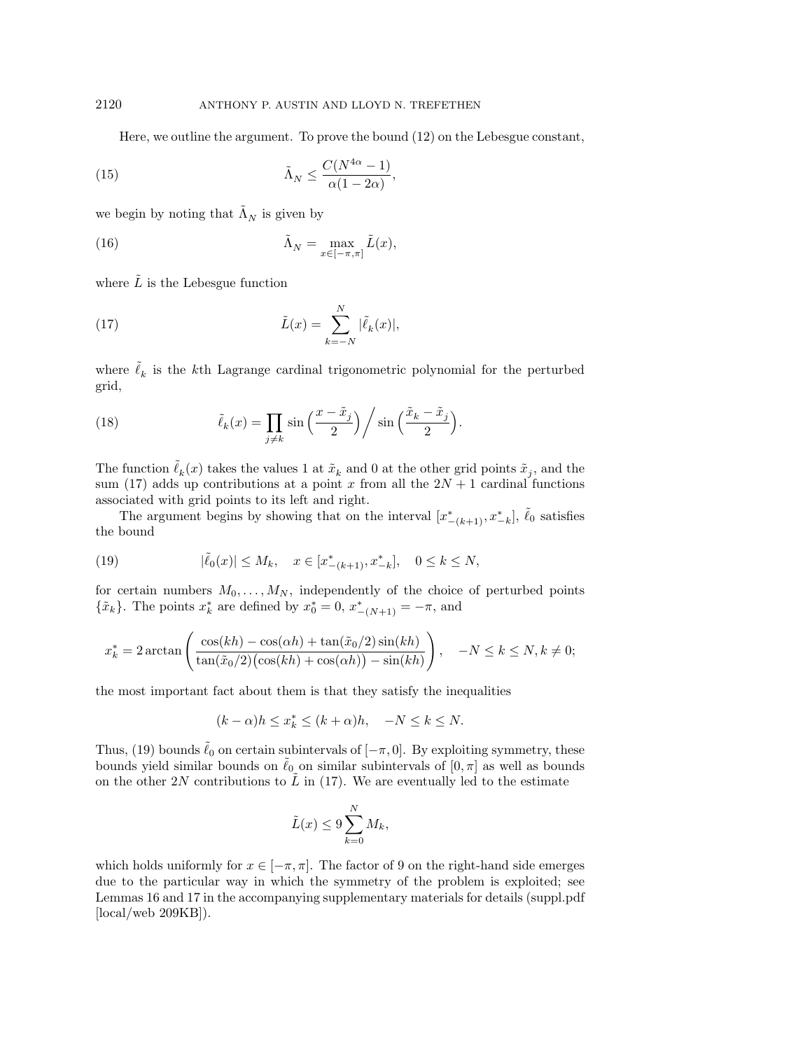Here, we outline the argument. To prove the bound (12) on the Lebesgue constant,

$$\tilde{\Lambda}_N \leq \frac{C(N^{4\alpha} - 1)}{\alpha(1 - 2\alpha)}, \tag{15}$$

we begin by noting that $\tilde{\Lambda}_N$ is given by

$$\tilde{\Lambda}_N = \max_{x \in [-\pi, \pi]} \tilde{L}(x), \tag{16}$$

where $\tilde{L}$ is the Lebesgue function

$$\tilde{L}(x) = \sum_{k=-N}^{N} |\tilde{\ell}_k(x)|, \tag{17}$$

where $\tilde{\ell}_k$ is the $k$th Lagrange cardinal trigonometric polynomial for the perturbed grid,

$$\tilde{\ell}_k(x) = \prod_{j \neq k} \sin\Big(\frac{x - \tilde{x}_j}{2}\Big) \Big/ \sin\Big(\frac{\tilde{x}_k - \tilde{x}_j}{2}\Big). \tag{18}$$

The function $\tilde{\ell}_k(x)$ takes the values 1 at $\tilde{x}_k$ and 0 at the other grid points $\tilde{x}_j$, and the sum (17) adds up contributions at a point $x$ from all the $2N + 1$ cardinal functions associated with grid points to its left and right.

The argument begins by showing that on the interval $[x^*_{-(k+1)}, x^*_{-k}]$, $\tilde{\ell}_0$ satisfies the bound

$$|\tilde{\ell}_0(x)| \leq M_k, \quad x \in [x^*_{-(k+1)}, x^*_{-k}], \quad 0 \leq k \leq N, \tag{19}$$

for certain numbers $M_0, \ldots, M_N$, independently of the choice of perturbed points $\{\tilde{x}_k\}$. The points $x^*_k$ are defined by $x^*_0 = 0$, $x^*_{-(N+1)} = -\pi$, and

$$x^*_k = 2 \arctan\left( \frac{\cos(kh) - \cos(\alpha h) + \tan(\tilde{x}_0/2)\sin(kh)}{\tan(\tilde{x}_0/2)\big(\cos(kh) + \cos(\alpha h)\big) - \sin(kh)} \right), \quad -N \leq k \leq N, k \neq 0;$$

the most important fact about them is that they satisfy the inequalities

$$(k - \alpha)h \leq x^*_k \leq (k + \alpha)h, \quad -N \leq k \leq N.$$

Thus, (19) bounds $\tilde{\ell}_0$ on certain subintervals of $[-\pi, 0]$. By exploiting symmetry, these bounds yield similar bounds on $\tilde{\ell}_0$ on similar subintervals of $[0, \pi]$ as well as bounds on the other $2N$ contributions to $\tilde{L}$ in (17). We are eventually led to the estimate

$$\tilde{L}(x) \leq 9 \sum_{k=0}^{N} M_k,$$

which holds uniformly for $x \in [-\pi, \pi]$. The factor of 9 on the right-hand side emerges due to the particular way in which the symmetry of the problem is exploited; see Lemmas 16 and 17 in the accompanying supplementary materials for details (suppl.pdf [local/web 209KB]).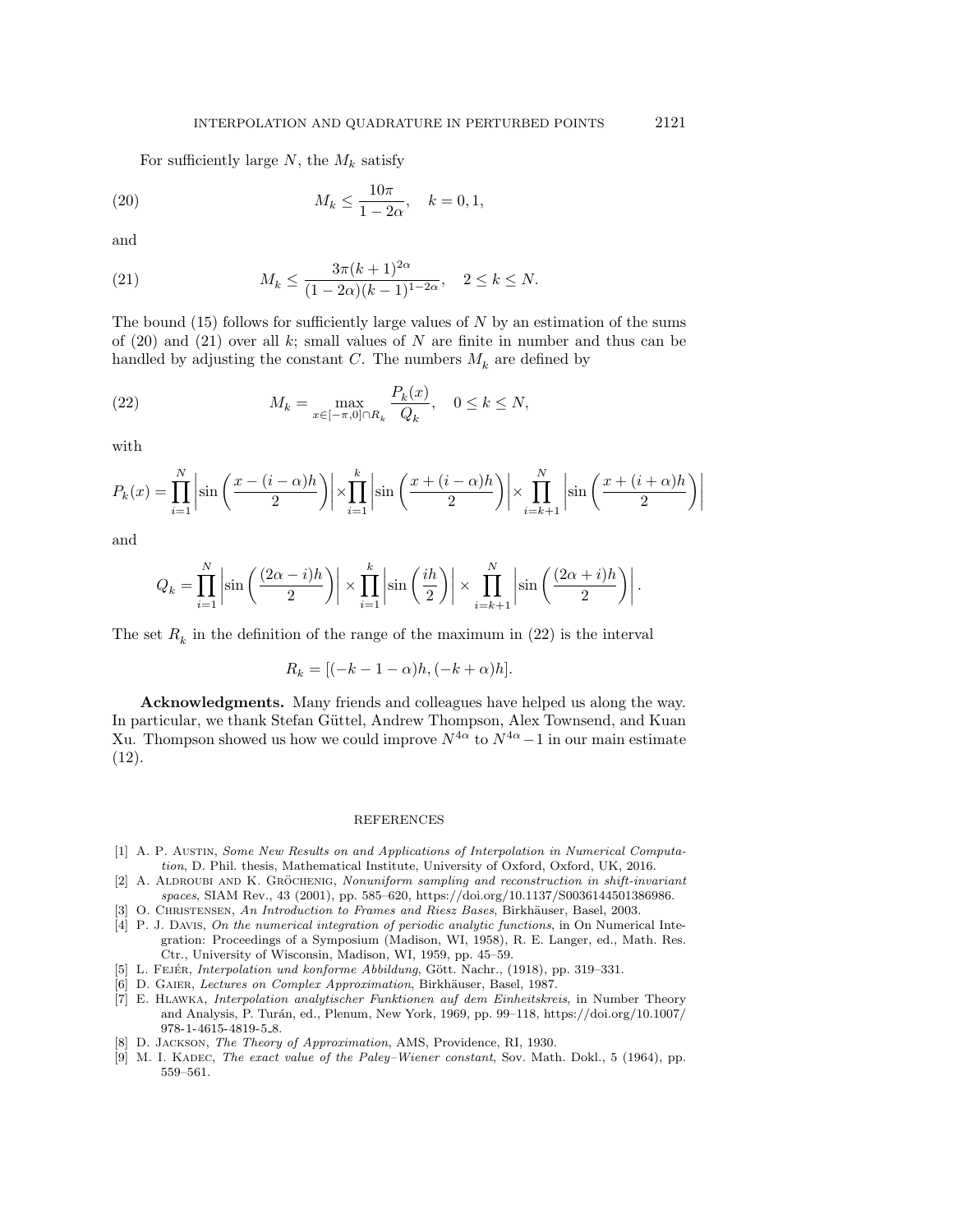For sufficiently large $N$, the $M_k$ satisfy

$$M_k \leq \frac{10\pi}{1-2\alpha}, \quad k = 0, 1, \tag{20}$$

and

$$M_k \leq \frac{3\pi(k+1)^{2\alpha}}{(1-2\alpha)(k-1)^{1-2\alpha}}, \quad 2 \leq k \leq N. \tag{21}$$

The bound (15) follows for sufficiently large values of $N$ by an estimation of the sums of (20) and (21) over all $k$; small values of $N$ are finite in number and thus can be handled by adjusting the constant $C$. The numbers $M_k$ are defined by

$$M_k = \max_{x \in [-\pi, 0] \cap R_k} \frac{P_k(x)}{Q_k}, \quad 0 \leq k \leq N, \tag{22}$$

with

$$P_k(x) = \prod_{i=1}^{N} \left| \sin\left(\frac{x-(i-\alpha)h}{2}\right) \right| \times \prod_{i=1}^{k} \left| \sin\left(\frac{x+(i-\alpha)h}{2}\right) \right| \times \prod_{i=k+1}^{N} \left| \sin\left(\frac{x+(i+\alpha)h}{2}\right) \right|$$

and

$$Q_k = \prod_{i=1}^{N} \left| \sin\left(\frac{(2\alpha - i)h}{2}\right) \right| \times \prod_{i=1}^{k} \left| \sin\left(\frac{ih}{2}\right) \right| \times \prod_{i=k+1}^{N} \left| \sin\left(\frac{(2\alpha+i)h}{2}\right) \right|.$$

The set $R_k$ in the definition of the range of the maximum in (22) is the interval

$$R_k = [(-k-1-\alpha)h, (-k+\alpha)h].$$

**Acknowledgments.** Many friends and colleagues have helped us along the way. In particular, we thank Stefan Güttel, Andrew Thompson, Alex Townsend, and Kuan Xu. Thompson showed us how we could improve $N^{4\alpha}$ to $N^{4\alpha}-1$ in our main estimate (12).

## REFERENCES

[1] A. P. Austin, *Some New Results on and Applications of Interpolation in Numerical Computation*, D. Phil. thesis, Mathematical Institute, University of Oxford, Oxford, UK, 2016.

[2] A. Aldroubi and K. Gröchenig, *Nonuniform sampling and reconstruction in shift-invariant spaces*, SIAM Rev., 43 (2001), pp. 585–620, https://doi.org/10.1137/S0036144501386986.

[3] O. Christensen, *An Introduction to Frames and Riesz Bases*, Birkhäuser, Basel, 2003.

[4] P. J. Davis, *On the numerical integration of periodic analytic functions*, in On Numerical Integration: Proceedings of a Symposium (Madison, WI, 1958), R. E. Langer, ed., Math. Res. Ctr., University of Wisconsin, Madison, WI, 1959, pp. 45–59.

[5] L. Fejér, *Interpolation und konforme Abbildung*, Gött. Nachr., (1918), pp. 319–331.

[6] D. Gaier, *Lectures on Complex Approximation*, Birkhäuser, Basel, 1987.

[7] E. Hlawka, *Interpolation analytischer Funktionen auf dem Einheitskreis*, in Number Theory and Analysis, P. Turán, ed., Plenum, New York, 1969, pp. 99–118, https://doi.org/10.1007/978-1-4615-4819-5_8.

[8] D. Jackson, *The Theory of Approximation*, AMS, Providence, RI, 1930.

[9] M. I. Kadec, *The exact value of the Paley–Wiener constant*, Sov. Math. Dokl., 5 (1964), pp. 559–561.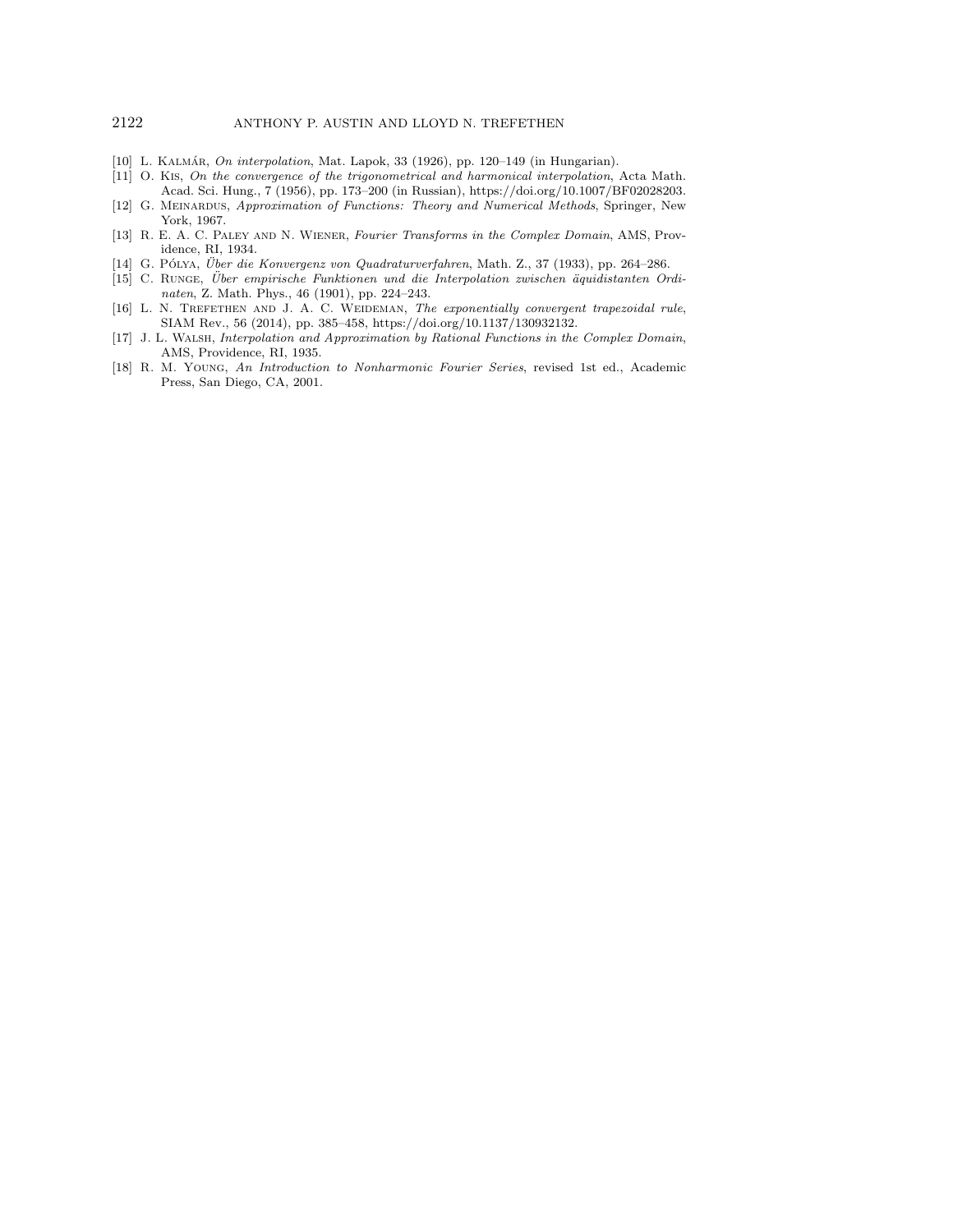[10] L. Kalmár, *On interpolation*, Mat. Lapok, 33 (1926), pp. 120–149 (in Hungarian).

[11] O. Kis, *On the convergence of the trigonometrical and harmonical interpolation*, Acta Math. Acad. Sci. Hung., 7 (1956), pp. 173–200 (in Russian), https://doi.org/10.1007/BF02028203.

[12] G. Meinardus, *Approximation of Functions: Theory and Numerical Methods*, Springer, New York, 1967.

[13] R. E. A. C. Paley and N. Wiener, *Fourier Transforms in the Complex Domain*, AMS, Providence, RI, 1934.

[14] G. Pólya, *Über die Konvergenz von Quadraturverfahren*, Math. Z., 37 (1933), pp. 264–286.

[15] C. Runge, *Über empirische Funktionen und die Interpolation zwischen äquidistanten Ordinaten*, Z. Math. Phys., 46 (1901), pp. 224–243.

[16] L. N. Trefethen and J. A. C. Weideman, *The exponentially convergent trapezoidal rule*, SIAM Rev., 56 (2014), pp. 385–458, https://doi.org/10.1137/130932132.

[17] J. L. Walsh, *Interpolation and Approximation by Rational Functions in the Complex Domain*, AMS, Providence, RI, 1935.

[18] R. M. Young, *An Introduction to Nonharmonic Fourier Series*, revised 1st ed., Academic Press, San Diego, CA, 2001.